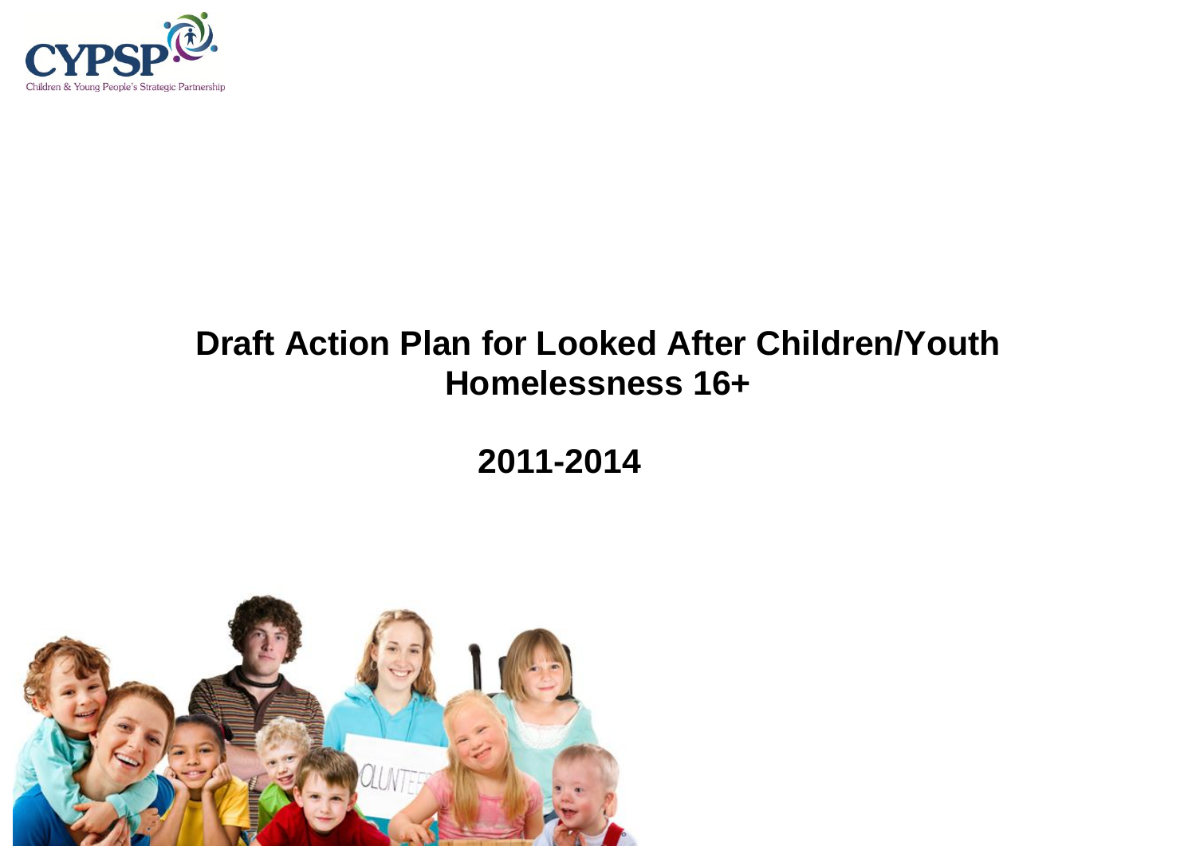CYPSP

Children & Young People's Strategic Partnership

# Draft Action Plan for Looked After Children/Youth Homelessness 16+

## 2011-2014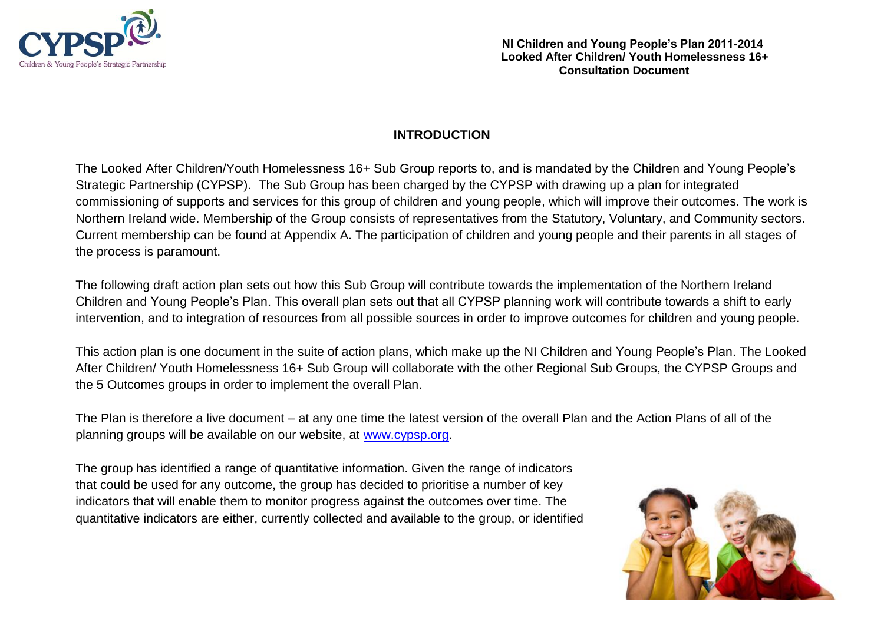## INTRODUCTION

The Looked After Children/Youth Homelessness 16+ Sub Group reports to, and is mandated by the Children and Young People's Strategic Partnership (CYPSP). The Sub Group has been charged by the CYPSP with drawing up a plan for integrated commissioning of supports and services for this group of children and young people, which will improve their outcomes. The work is Northern Ireland wide. Membership of the Group consists of representatives from the Statutory, Voluntary, and Community sectors. Current membership can be found at Appendix A. The participation of children and young people and their parents in all stages of the process is paramount.

The following draft action plan sets out how this Sub Group will contribute towards the implementation of the Northern Ireland Children and Young People's Plan. This overall plan sets out that all CYPSP planning work will contribute towards a shift to early intervention, and to integration of resources from all possible sources in order to improve outcomes for children and young people.

This action plan is one document in the suite of action plans, which make up the NI Children and Young People's Plan. The Looked After Children/ Youth Homelessness 16+ Sub Group will collaborate with the other Regional Sub Groups, the CYPSP Groups and the 5 Outcomes groups in order to implement the overall Plan.

The Plan is therefore a live document – at any one time the latest version of the overall Plan and the Action Plans of all of the planning groups will be available on our website, at www.cypsp.org.

The group has identified a range of quantitative information. Given the range of indicators that could be used for any outcome, the group has decided to prioritise a number of key indicators that will enable them to monitor progress against the outcomes over time. The quantitative indicators are either, currently collected and available to the group, or identified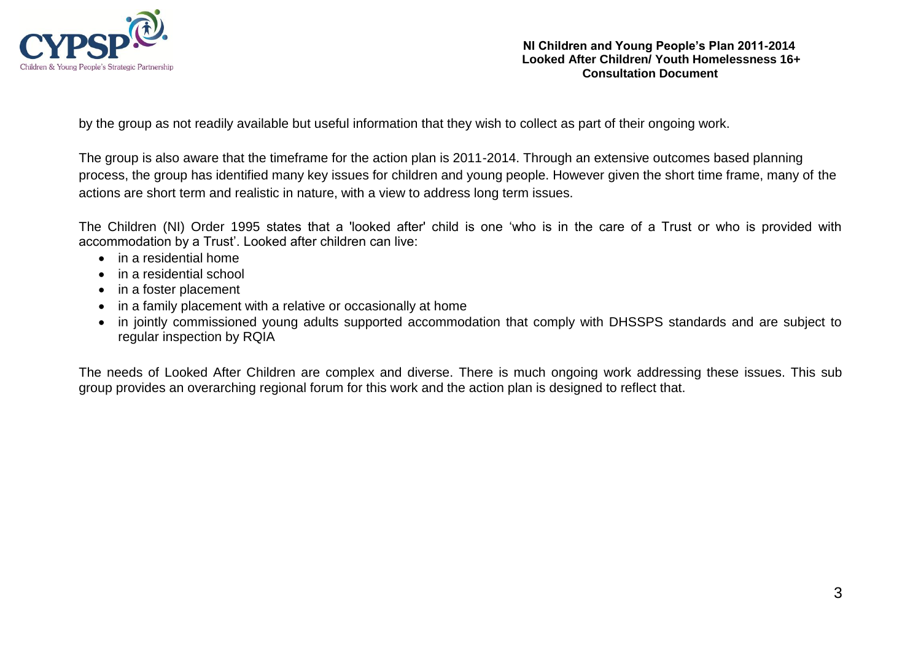by the group as not readily available but useful information that they wish to collect as part of their ongoing work.

The group is also aware that the timeframe for the action plan is 2011-2014. Through an extensive outcomes based planning process, the group has identified many key issues for children and young people. However given the short time frame, many of the actions are short term and realistic in nature, with a view to address long term issues.

The Children (NI) Order 1995 states that a 'looked after' child is one 'who is in the care of a Trust or who is provided with accommodation by a Trust'. Looked after children can live:

- in a residential home
- in a residential school
- in a foster placement
- in a family placement with a relative or occasionally at home
- in jointly commissioned young adults supported accommodation that comply with DHSSPS standards and are subject to regular inspection by RQIA

The needs of Looked After Children are complex and diverse. There is much ongoing work addressing these issues. This sub group provides an overarching regional forum for this work and the action plan is designed to reflect that.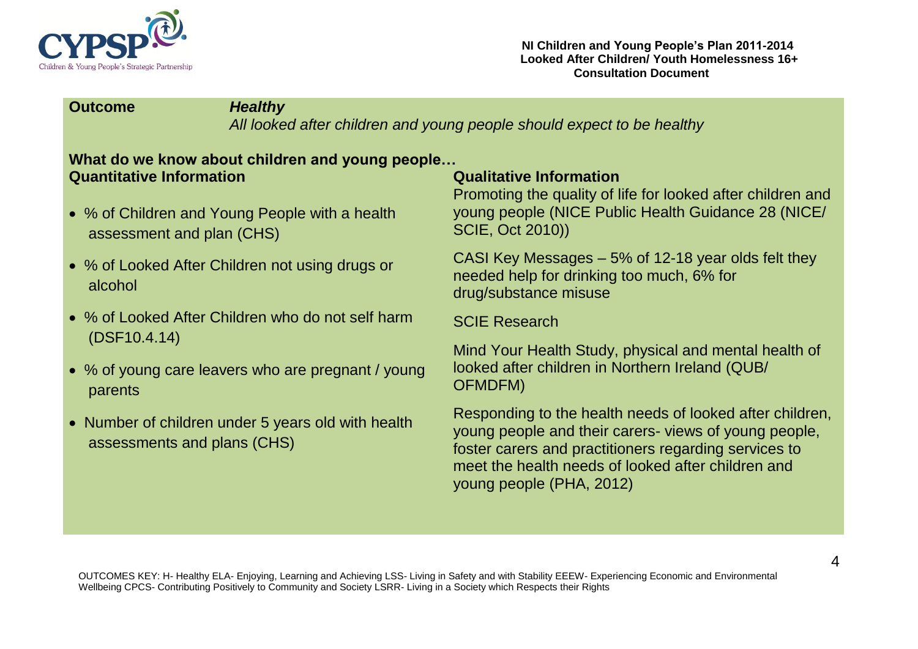**Outcome** ***Healthy***

*All looked after children and young people should expect to be healthy*

**What do we know about children and young people…**

**Quantitative Information**

- % of Children and Young People with a health assessment and plan (CHS)
- % of Looked After Children not using drugs or alcohol
- % of Looked After Children who do not self harm (DSF10.4.14)
- % of young care leavers who are pregnant / young parents
- Number of children under 5 years old with health assessments and plans (CHS)

**Qualitative Information**

Promoting the quality of life for looked after children and young people (NICE Public Health Guidance 28 (NICE/ SCIE, Oct 2010))

CASI Key Messages – 5% of 12-18 year olds felt they needed help for drinking too much, 6% for drug/substance misuse

SCIE Research

Mind Your Health Study, physical and mental health of looked after children in Northern Ireland (QUB/ OFMDFM)

Responding to the health needs of looked after children, young people and their carers- views of young people, foster carers and practitioners regarding services to meet the health needs of looked after children and young people (PHA, 2012)

OUTCOMES KEY: H- Healthy ELA- Enjoying, Learning and Achieving LSS- Living in Safety and with Stability EEEW- Experiencing Economic and Environmental Wellbeing CPCS- Contributing Positively to Community and Society LSRR- Living in a Society which Respects their Rights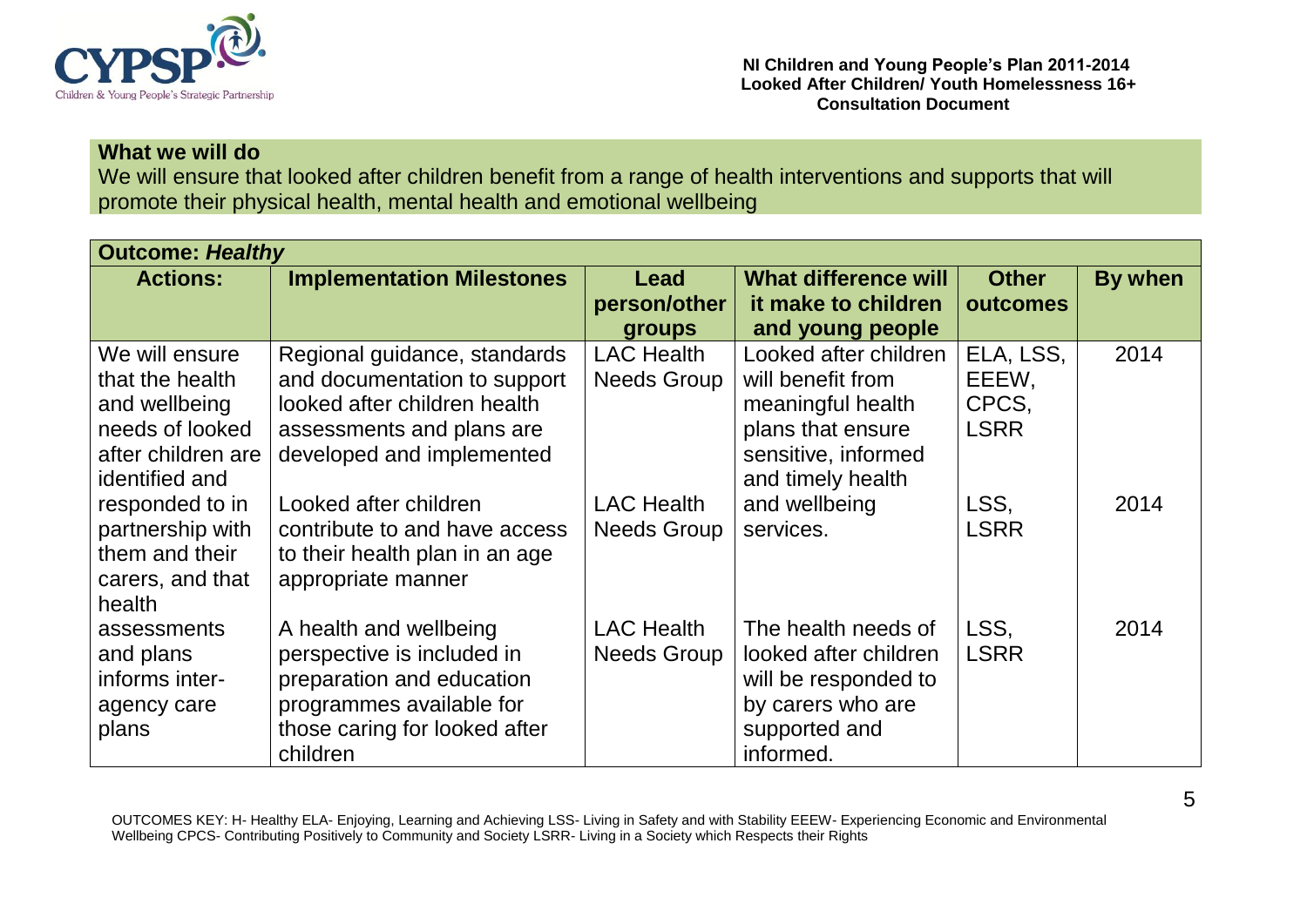**What we will do**

We will ensure that looked after children benefit from a range of health interventions and supports that will promote their physical health, mental health and emotional wellbeing

| **Outcome: *Healthy*** | | | | | |
|---|---|---|---|---|---|
| **Actions:** | **Implementation Milestones** | **Lead person/other groups** | **What difference will it make to children and young people** | **Other outcomes** | **By when** |
| We will ensure that the health and wellbeing needs of looked after children are identified and responded to in partnership with them and their carers, and that health assessments and plans informs inter-agency care plans | Regional guidance, standards and documentation to support looked after children health assessments and plans are developed and implemented | LAC Health Needs Group | Looked after children will benefit from meaningful health plans that ensure sensitive, informed and timely health and wellbeing services. | ELA, LSS, EEEW, CPCS, LSRR | 2014 |
| | Looked after children contribute to and have access to their health plan in an age appropriate manner | LAC Health Needs Group | | LSS, LSRR | 2014 |
| | A health and wellbeing perspective is included in preparation and education programmes available for those caring for looked after children | LAC Health Needs Group | The health needs of looked after children will be responded to by carers who are supported and informed. | LSS, LSRR | 2014 |

OUTCOMES KEY: H- Healthy ELA- Enjoying, Learning and Achieving LSS- Living in Safety and with Stability EEEW- Experiencing Economic and Environmental Wellbeing CPCS- Contributing Positively to Community and Society LSRR- Living in a Society which Respects their Rights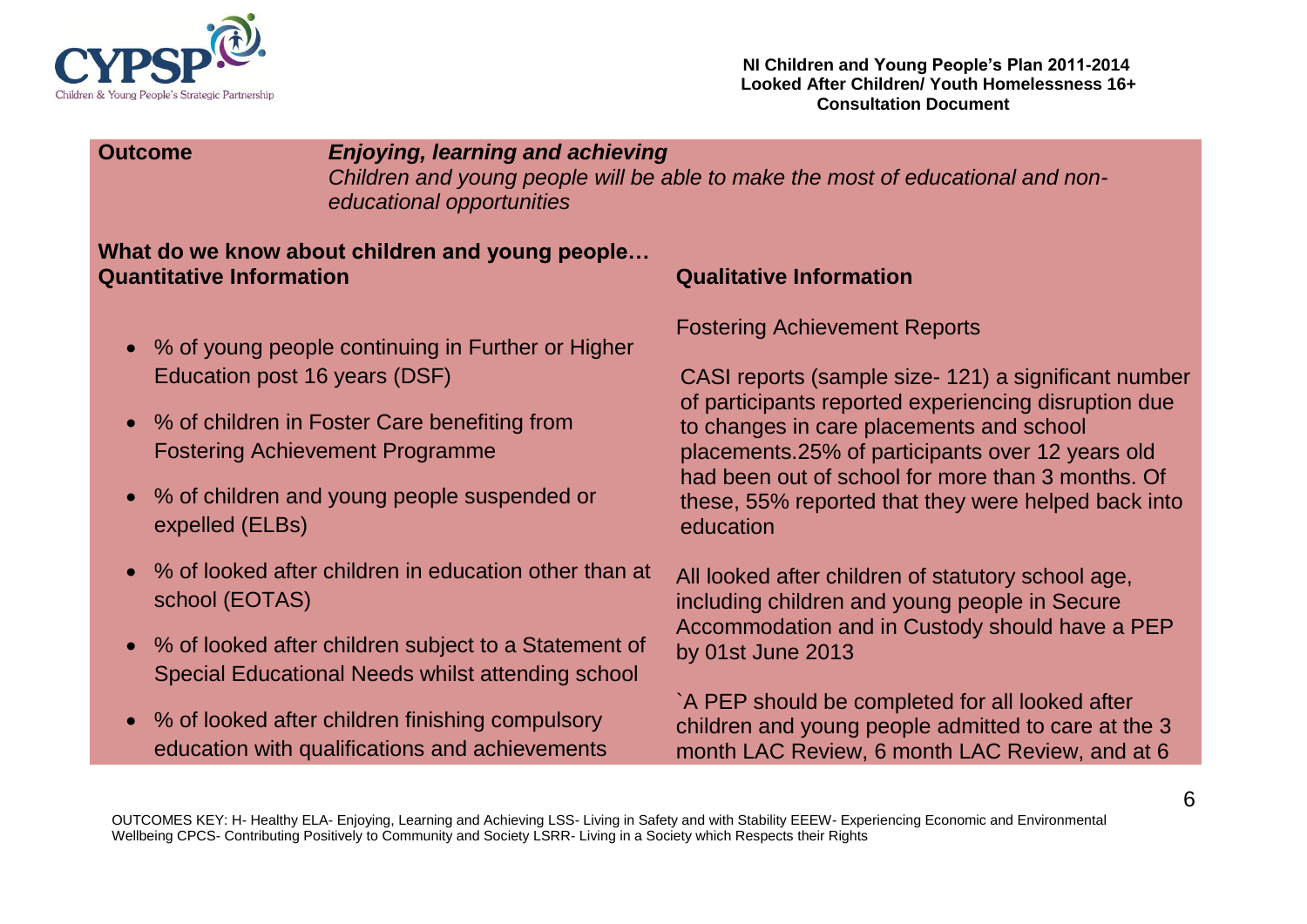**Outcome** ***Enjoying, learning and achieving***
*Children and young people will be able to make the most of educational and non-educational opportunities*

**What do we know about children and young people…**

**Quantitative Information**

- % of young people continuing in Further or Higher Education post 16 years (DSF)
- % of children in Foster Care benefiting from Fostering Achievement Programme
- % of children and young people suspended or expelled (ELBs)
- % of looked after children in education other than at school (EOTAS)
- % of looked after children subject to a Statement of Special Educational Needs whilst attending school
- % of looked after children finishing compulsory education with qualifications and achievements

**Qualitative Information**

Fostering Achievement Reports

CASI reports (sample size- 121) a significant number of participants reported experiencing disruption due to changes in care placements and school placements.25% of participants over 12 years old had been out of school for more than 3 months. Of these, 55% reported that they were helped back into education

All looked after children of statutory school age, including children and young people in Secure Accommodation and in Custody should have a PEP by 01st June 2013

`A PEP should be completed for all looked after children and young people admitted to care at the 3 month LAC Review, 6 month LAC Review, and at 6

OUTCOMES KEY: H- Healthy ELA- Enjoying, Learning and Achieving LSS- Living in Safety and with Stability EEEW- Experiencing Economic and Environmental Wellbeing CPCS- Contributing Positively to Community and Society LSRR- Living in a Society which Respects their Rights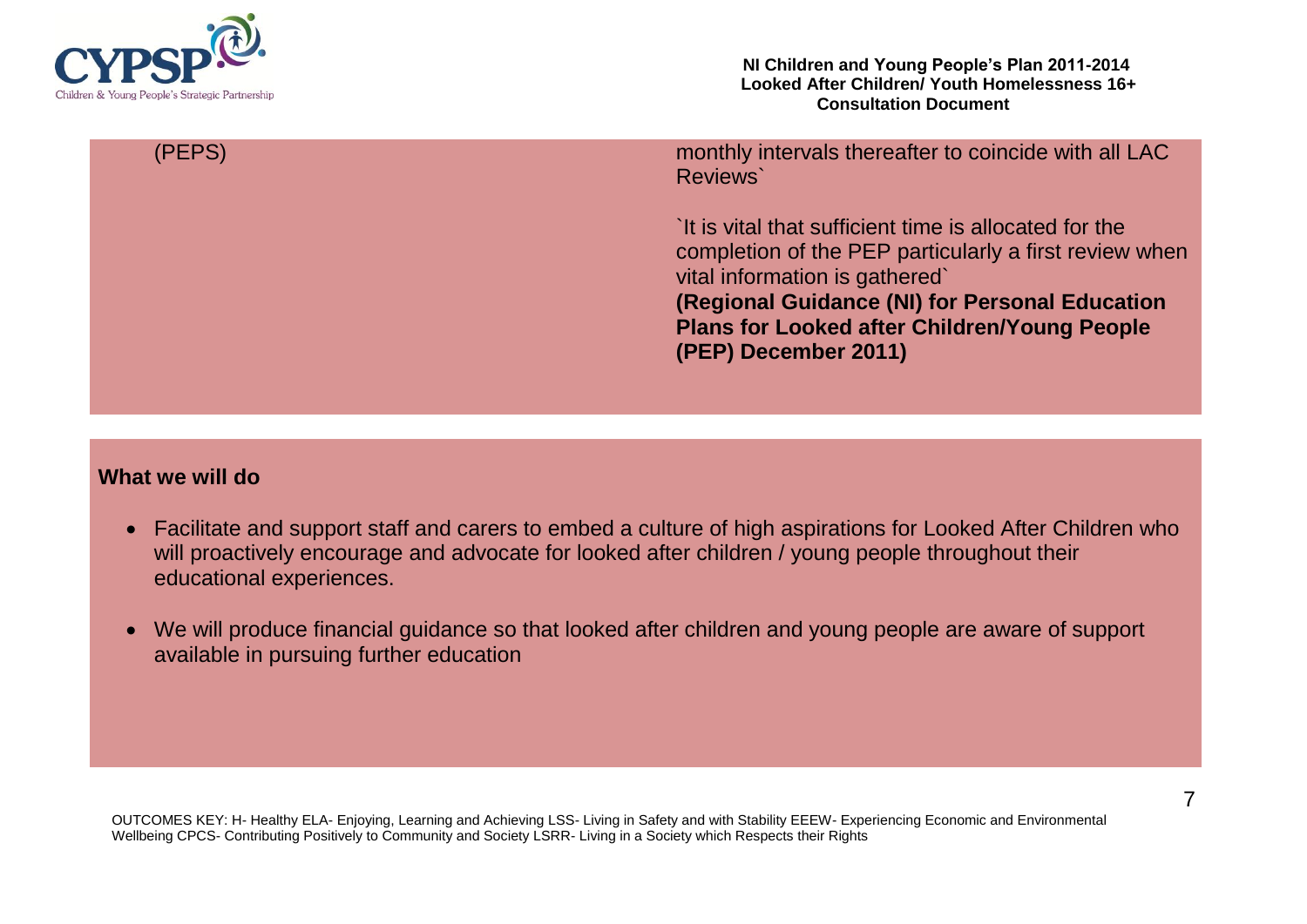| (PEPS) | monthly intervals thereafter to coincide with all LAC Reviews` <br><br> `It is vital that sufficient time is allocated for the completion of the PEP particularly a first review when vital information is gathered` <br> **(Regional Guidance (NI) for Personal Education Plans for Looked after Children/Young People (PEP) December 2011)** |
|---|---|

**What we will do**

- Facilitate and support staff and carers to embed a culture of high aspirations for Looked After Children who will proactively encourage and advocate for looked after children / young people throughout their educational experiences.
- We will produce financial guidance so that looked after children and young people are aware of support available in pursuing further education

OUTCOMES KEY: H- Healthy ELA- Enjoying, Learning and Achieving LSS- Living in Safety and with Stability EEEW- Experiencing Economic and Environmental Wellbeing CPCS- Contributing Positively to Community and Society LSRR- Living in a Society which Respects their Rights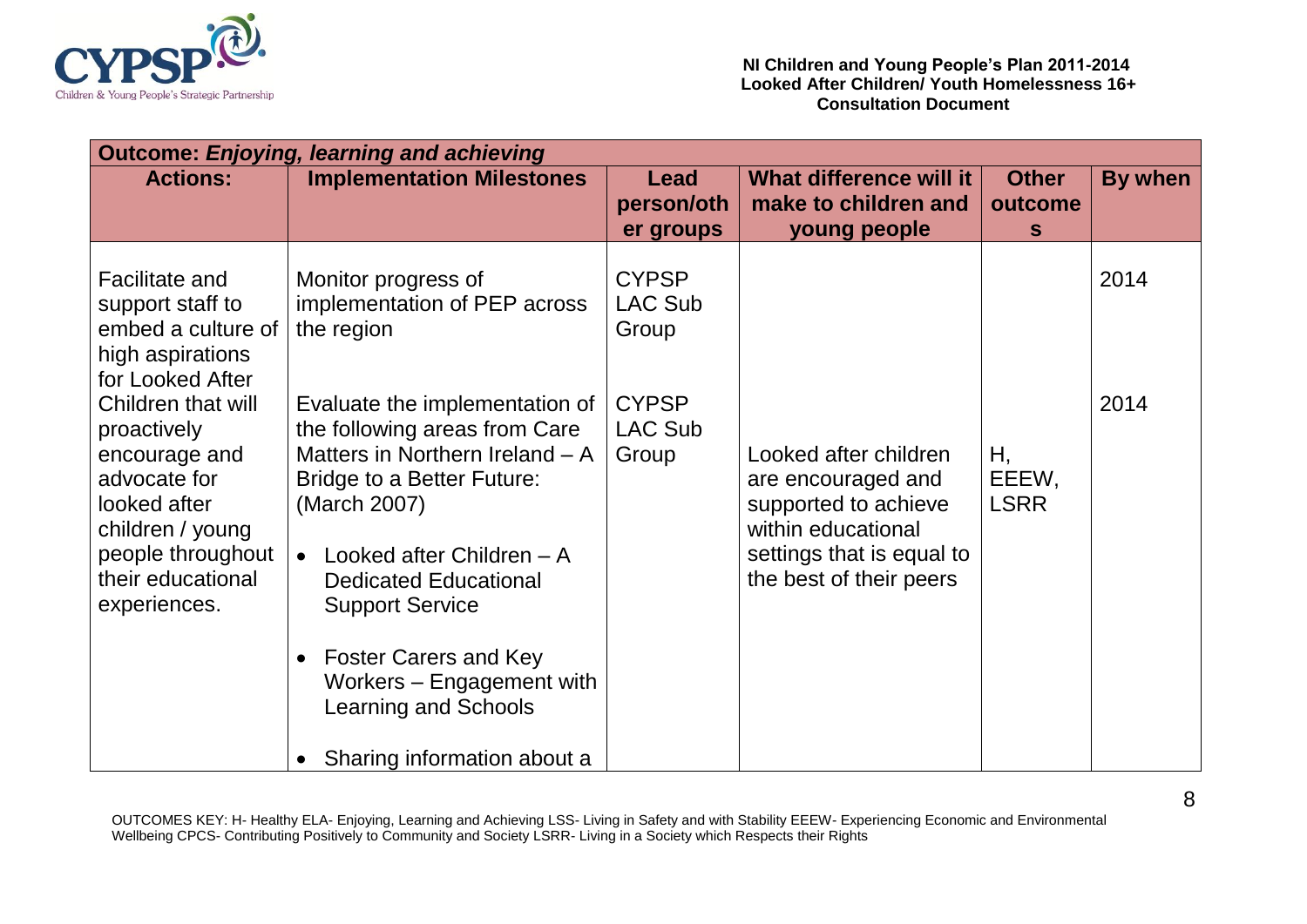| **Outcome: *Enjoying, learning and achieving*** | | | | | |
|---|---|---|---|---|---|
| **Actions:** | **Implementation Milestones** | **Lead person/other groups** | **What difference will it make to children and young people** | **Other outcomes** | **By when** |
| Facilitate and support staff to embed a culture of high aspirations for Looked After Children that will proactively encourage and advocate for looked after children / young people throughout their educational experiences. | Monitor progress of implementation of PEP across the region | CYPSP LAC Sub Group | | | 2014 |
| | Evaluate the implementation of the following areas from Care Matters in Northern Ireland – A Bridge to a Better Future: (March 2007)<br>• Looked after Children – A Dedicated Educational Support Service<br>• Foster Carers and Key Workers – Engagement with Learning and Schools<br>• Sharing information about a | CYPSP LAC Sub Group | Looked after children are encouraged and supported to achieve within educational settings that is equal to the best of their peers | H, EEEW, LSRR | 2014 |

OUTCOMES KEY: H- Healthy ELA- Enjoying, Learning and Achieving LSS- Living in Safety and with Stability EEEW- Experiencing Economic and Environmental Wellbeing CPCS- Contributing Positively to Community and Society LSRR- Living in a Society which Respects their Rights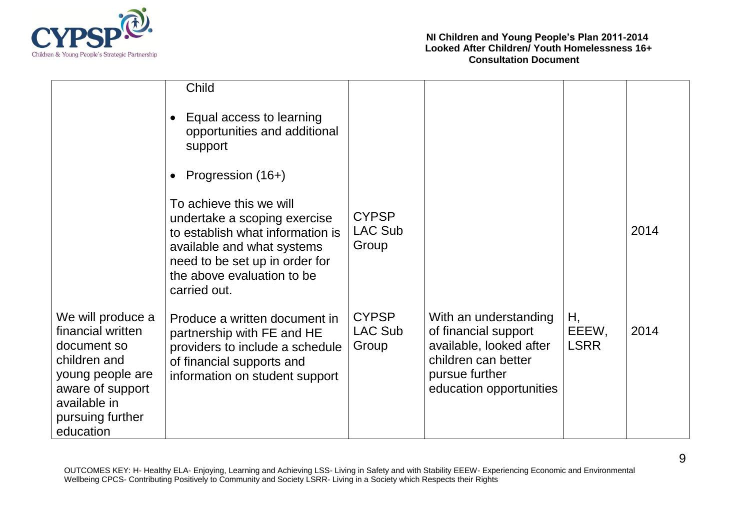| | | | | | |
|---|---|---|---|---|---|
| | Child<br><br>• Equal access to learning opportunities and additional support<br><br>• Progression (16+)<br><br>To achieve this we will undertake a scoping exercise to establish what information is available and what systems need to be set up in order for the above evaluation to be carried out. | CYPSP LAC Sub Group | | | 2014 |
| We will produce a financial written document so children and young people are aware of support available in pursuing further education | Produce a written document in partnership with FE and HE providers to include a schedule of financial supports and information on student support | CYPSP LAC Sub Group | With an understanding of financial support available, looked after children can better pursue further education opportunities | H, EEEW, LSRR | 2014 |

OUTCOMES KEY: H- Healthy ELA- Enjoying, Learning and Achieving LSS- Living in Safety and with Stability EEEW- Experiencing Economic and Environmental Wellbeing CPCS- Contributing Positively to Community and Society LSRR- Living in a Society which Respects their Rights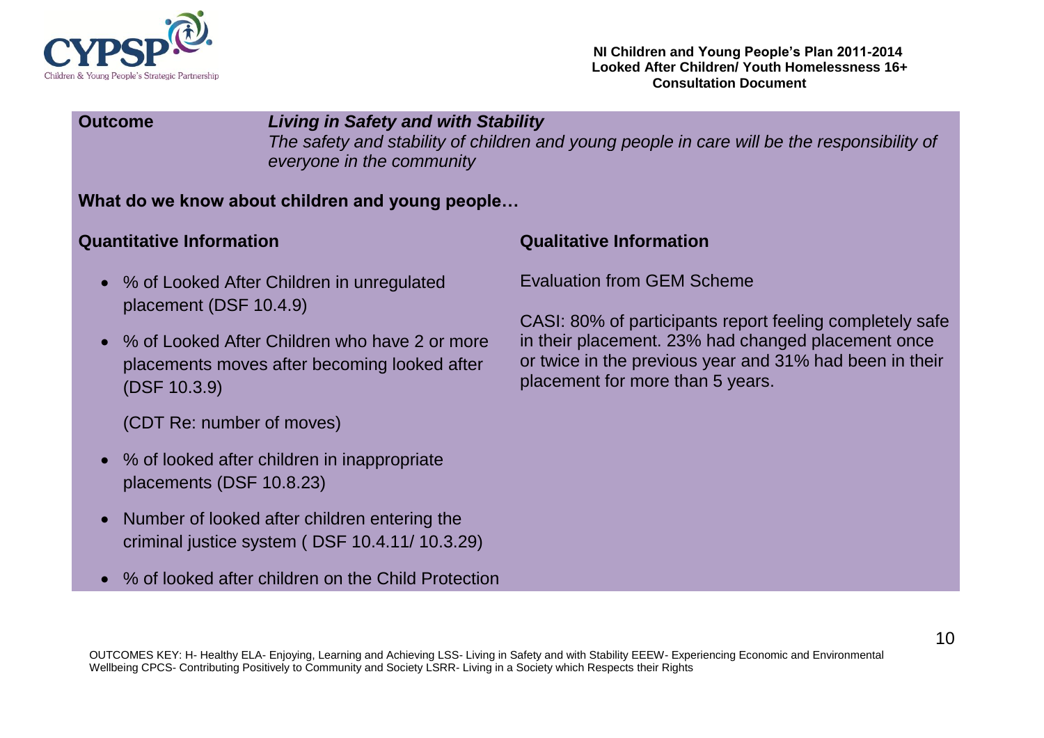**Outcome** ***Living in Safety and with Stability***

*The safety and stability of children and young people in care will be the responsibility of everyone in the community*

**What do we know about children and young people…**

**Quantitative Information**

- % of Looked After Children in unregulated placement (DSF 10.4.9)
- % of Looked After Children who have 2 or more placements moves after becoming looked after (DSF 10.3.9)

  (CDT Re: number of moves)
- % of looked after children in inappropriate placements (DSF 10.8.23)
- Number of looked after children entering the criminal justice system ( DSF 10.4.11/ 10.3.29)
- % of looked after children on the Child Protection

**Qualitative Information**

Evaluation from GEM Scheme

CASI: 80% of participants report feeling completely safe in their placement. 23% had changed placement once or twice in the previous year and 31% had been in their placement for more than 5 years.

OUTCOMES KEY: H- Healthy ELA- Enjoying, Learning and Achieving LSS- Living in Safety and with Stability EEEW- Experiencing Economic and Environmental Wellbeing CPCS- Contributing Positively to Community and Society LSRR- Living in a Society which Respects their Rights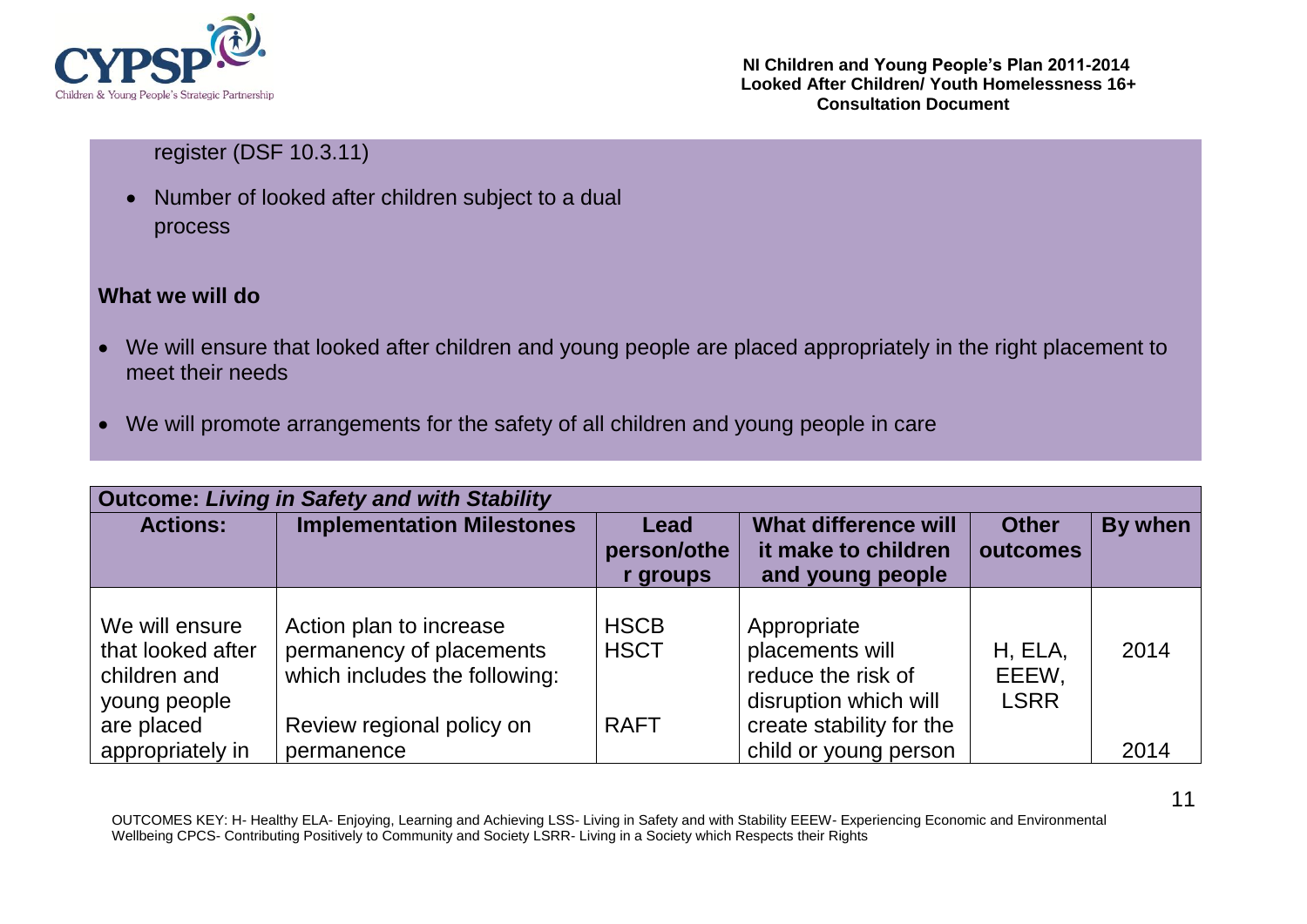register (DSF 10.3.11)

- Number of looked after children subject to a dual process

**What we will do**

- We will ensure that looked after children and young people are placed appropriately in the right placement to meet their needs
- We will promote arrangements for the safety of all children and young people in care

| **Outcome: *Living in Safety and with Stability*** | | | | | |
|---|---|---|---|---|---|
| **Actions:** | **Implementation Milestones** | **Lead person/other groups** | **What difference will it make to children and young people** | **Other outcomes** | **By when** |
| We will ensure that looked after children and young people are placed appropriately in | Action plan to increase permanency of placements which includes the following:<br><br>Review regional policy on permanence | HSCB<br>HSCT<br><br>RAFT | Appropriate placements will reduce the risk of disruption which will create stability for the child or young person | H, ELA, EEEW, LSRR | 2014<br><br>2014 |

OUTCOMES KEY: H- Healthy ELA- Enjoying, Learning and Achieving LSS- Living in Safety and with Stability EEEW- Experiencing Economic and Environmental Wellbeing CPCS- Contributing Positively to Community and Society LSRR- Living in a Society which Respects their Rights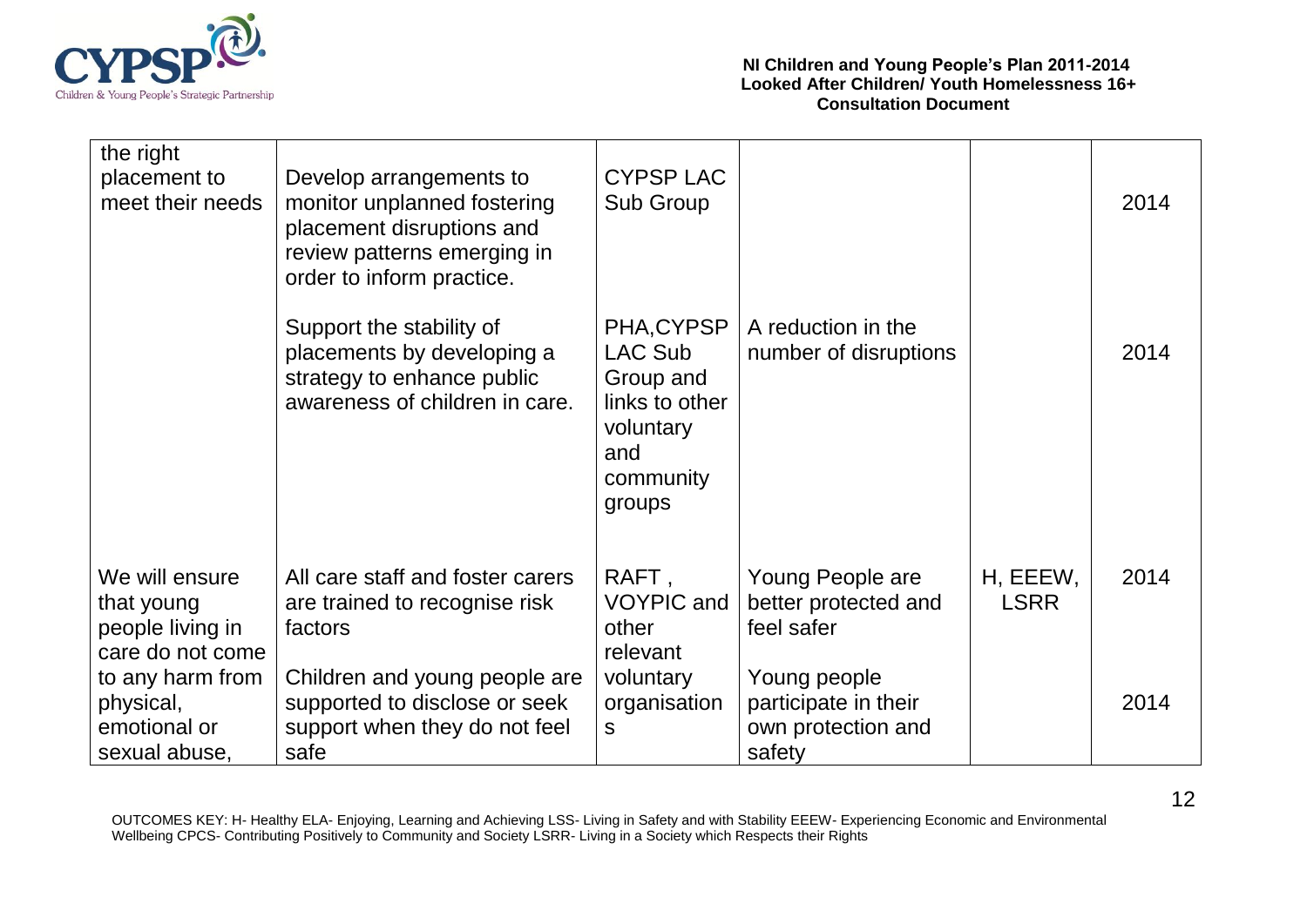| | | | | | |
|---|---|---|---|---|---|
| the right placement to meet their needs | Develop arrangements to monitor unplanned fostering placement disruptions and review patterns emerging in order to inform practice. | CYPSP LAC Sub Group | | | 2014 |
| | Support the stability of placements by developing a strategy to enhance public awareness of children in care. | PHA,CYPSP LAC Sub Group and links to other voluntary and community groups | A reduction in the number of disruptions | | 2014 |
| We will ensure that young people living in care do not come to any harm from physical, emotional or sexual abuse, | All care staff and foster carers are trained to recognise risk factors | RAFT , VOYPIC and other relevant voluntary organisations | Young People are better protected and feel safer | H, EEEW, LSRR | 2014 |
| | Children and young people are supported to disclose or seek support when they do not feel safe | | Young people participate in their own protection and safety | | 2014 |

OUTCOMES KEY: H- Healthy ELA- Enjoying, Learning and Achieving LSS- Living in Safety and with Stability EEEW- Experiencing Economic and Environmental Wellbeing CPCS- Contributing Positively to Community and Society LSRR- Living in a Society which Respects their Rights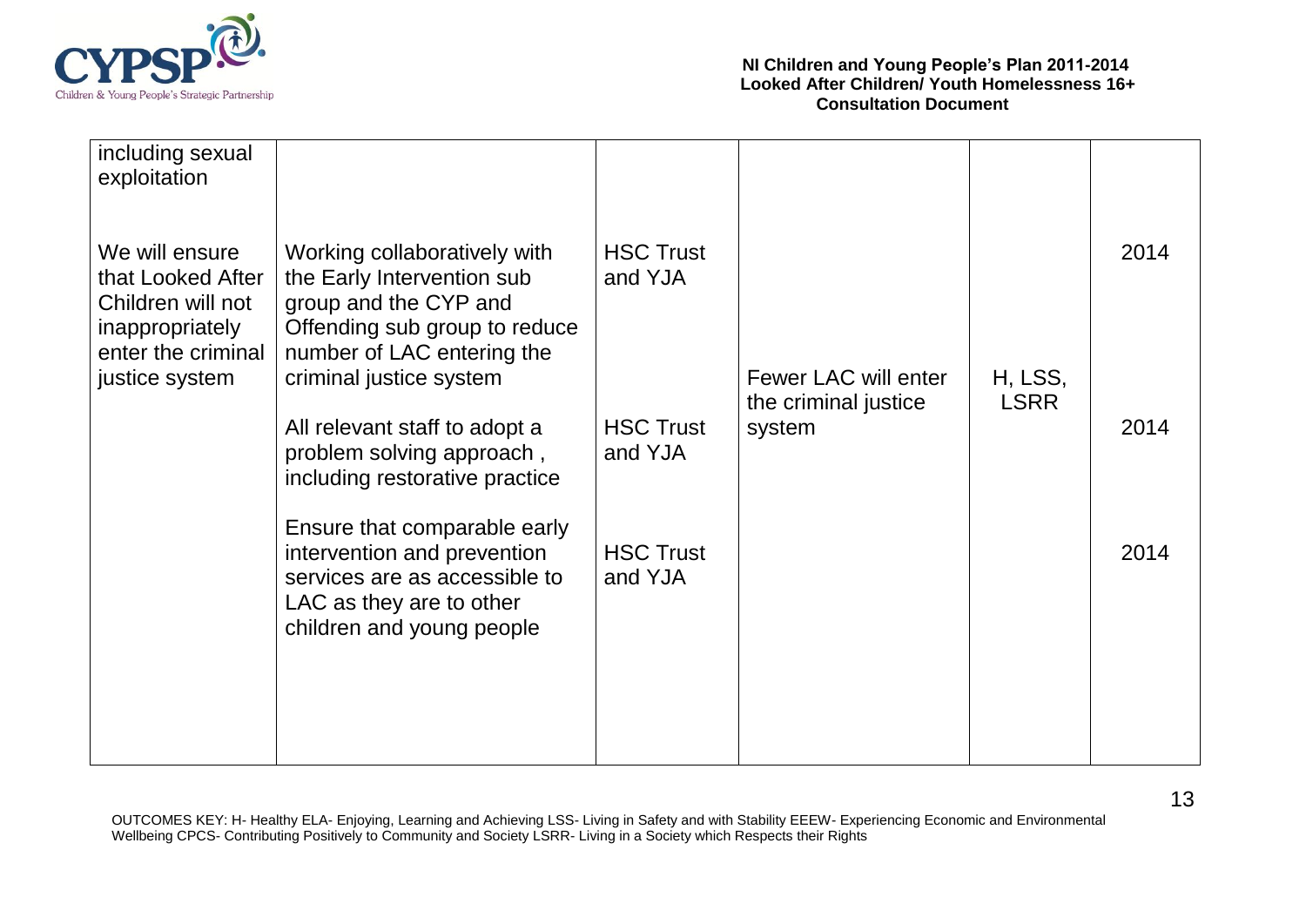| | | | | | |
|---|---|---|---|---|---|
| including sexual exploitation | | | | | |
| We will ensure that Looked After Children will not inappropriately enter the criminal justice system | Working collaboratively with the Early Intervention sub group and the CYP and Offending sub group to reduce number of LAC entering the criminal justice system | HSC Trust and YJA | Fewer LAC will enter the criminal justice system | H, LSS, LSRR | 2014 |
| | All relevant staff to adopt a problem solving approach , including restorative practice | HSC Trust and YJA | | | 2014 |
| | Ensure that comparable early intervention and prevention services are as accessible to LAC as they are to other children and young people | HSC Trust and YJA | | | 2014 |

OUTCOMES KEY: H- Healthy ELA- Enjoying, Learning and Achieving LSS- Living in Safety and with Stability EEEW- Experiencing Economic and Environmental Wellbeing CPCS- Contributing Positively to Community and Society LSRR- Living in a Society which Respects their Rights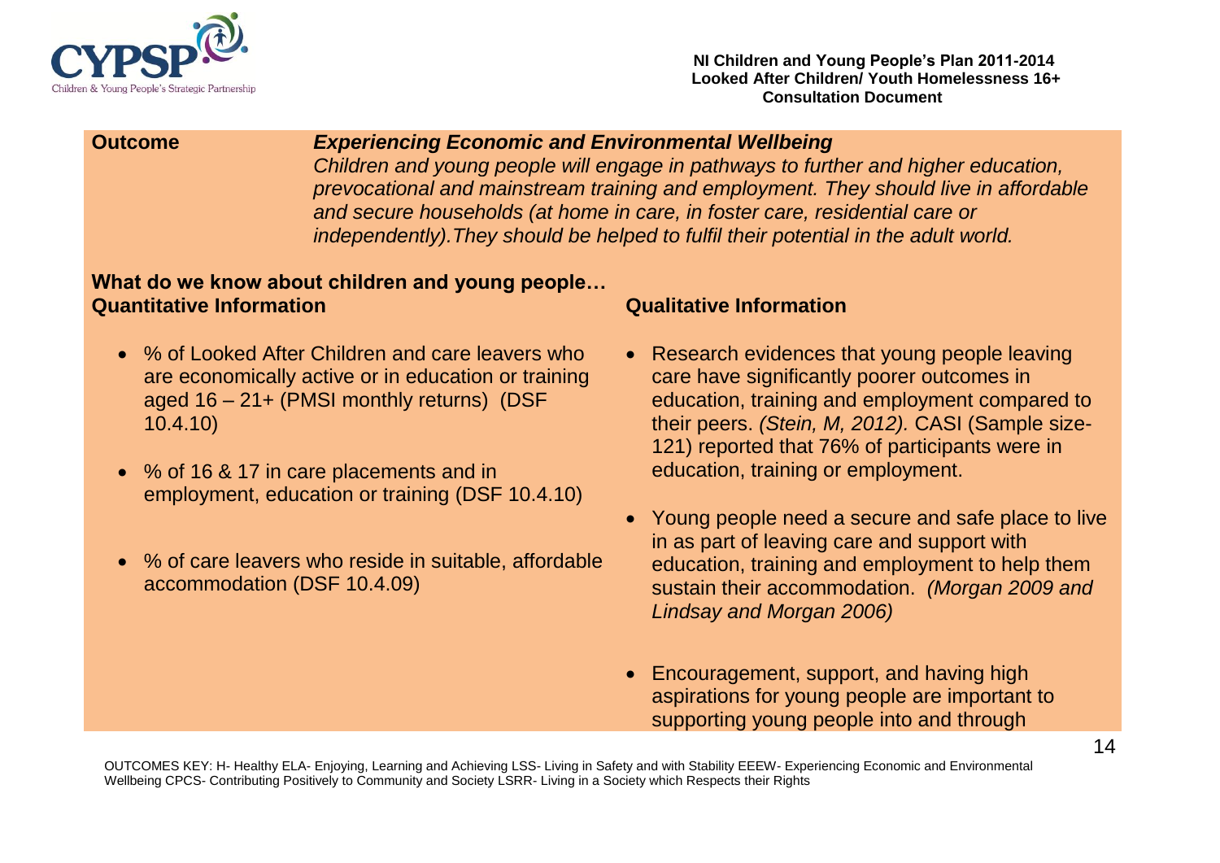**Outcome** — ***Experiencing Economic and Environmental Wellbeing***

*Children and young people will engage in pathways to further and higher education, prevocational and mainstream training and employment. They should live in affordable and secure households (at home in care, in foster care, residential care or independently).They should be helped to fulfil their potential in the adult world.*

**What do we know about children and young people…**

**Quantitative Information**

- % of Looked After Children and care leavers who are economically active or in education or training aged 16 – 21+ (PMSI monthly returns) (DSF 10.4.10)
- % of 16 & 17 in care placements and in employment, education or training (DSF 10.4.10)
- % of care leavers who reside in suitable, affordable accommodation (DSF 10.4.09)

**Qualitative Information**

- Research evidences that young people leaving care have significantly poorer outcomes in education, training and employment compared to their peers. *(Stein, M, 2012).* CASI (Sample size-121) reported that 76% of participants were in education, training or employment.
- Young people need a secure and safe place to live in as part of leaving care and support with education, training and employment to help them sustain their accommodation. *(Morgan 2009 and Lindsay and Morgan 2006)*
- Encouragement, support, and having high aspirations for young people are important to supporting young people into and through

OUTCOMES KEY: H- Healthy ELA- Enjoying, Learning and Achieving LSS- Living in Safety and with Stability EEEW- Experiencing Economic and Environmental Wellbeing CPCS- Contributing Positively to Community and Society LSRR- Living in a Society which Respects their Rights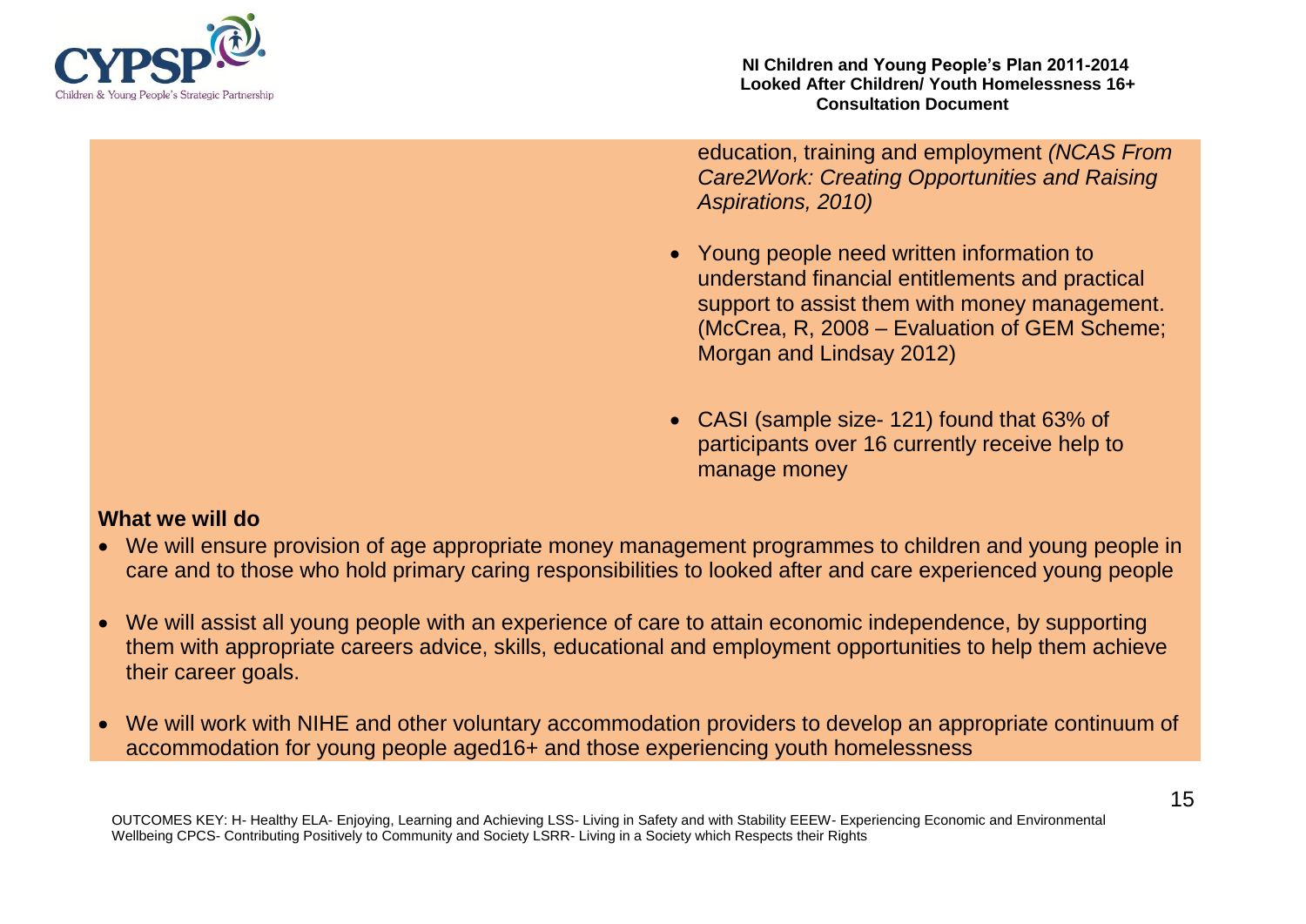education, training and employment *(NCAS From Care2Work: Creating Opportunities and Raising Aspirations, 2010)*

- Young people need written information to understand financial entitlements and practical support to assist them with money management. (McCrea, R, 2008 – Evaluation of GEM Scheme; Morgan and Lindsay 2012)

- CASI (sample size- 121) found that 63% of participants over 16 currently receive help to manage money

**What we will do**

- We will ensure provision of age appropriate money management programmes to children and young people in care and to those who hold primary caring responsibilities to looked after and care experienced young people

- We will assist all young people with an experience of care to attain economic independence, by supporting them with appropriate careers advice, skills, educational and employment opportunities to help them achieve their career goals.

- We will work with NIHE and other voluntary accommodation providers to develop an appropriate continuum of accommodation for young people aged16+ and those experiencing youth homelessness

OUTCOMES KEY: H- Healthy ELA- Enjoying, Learning and Achieving LSS- Living in Safety and with Stability EEEW- Experiencing Economic and Environmental Wellbeing CPCS- Contributing Positively to Community and Society LSRR- Living in a Society which Respects their Rights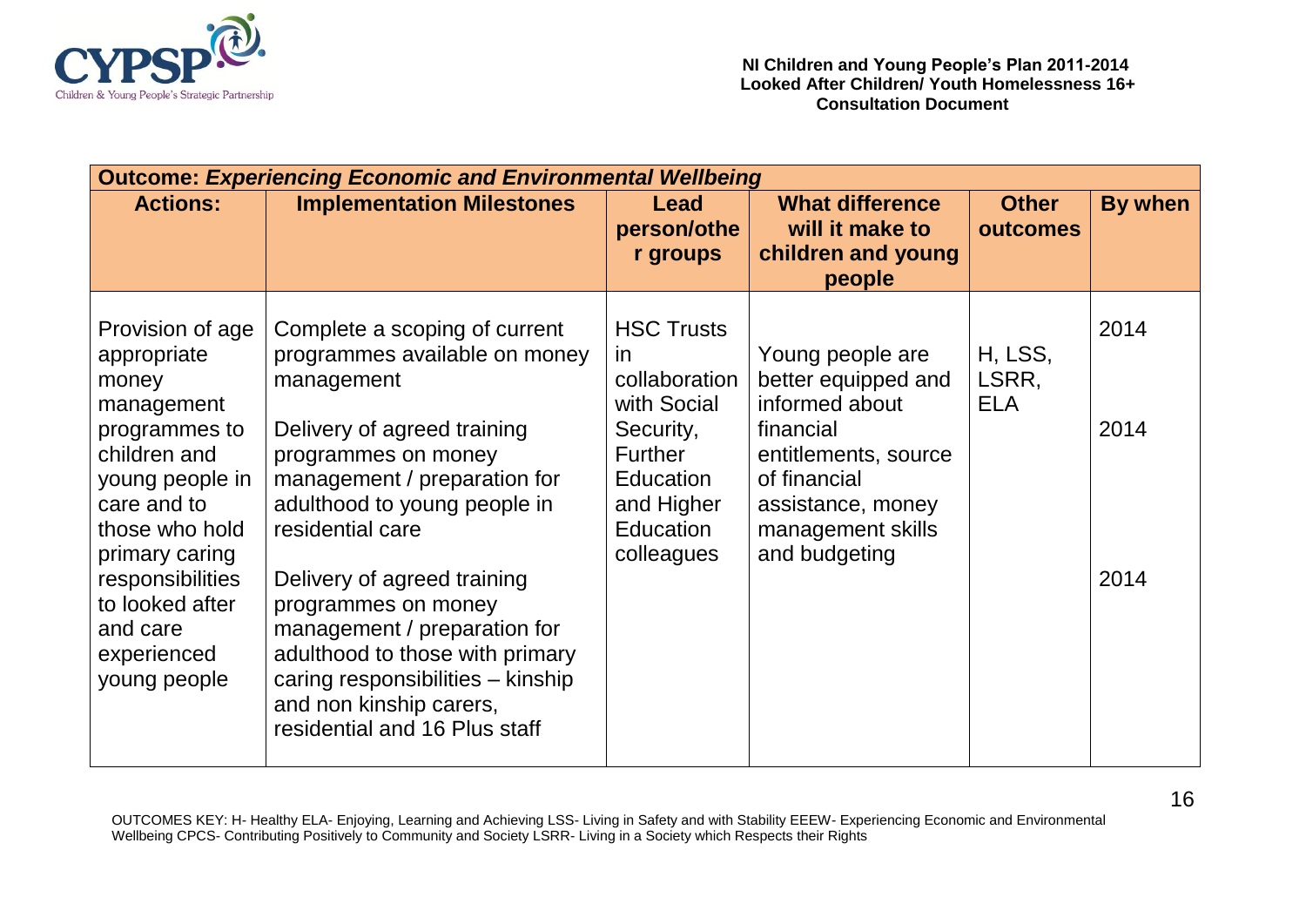| **Outcome: *Experiencing Economic and Environmental Wellbeing*** | | | | | |
|---|---|---|---|---|---|
| **Actions:** | **Implementation Milestones** | **Lead person/other groups** | **What difference will it make to children and young people** | **Other outcomes** | **By when** |
| Provision of age appropriate money management programmes to children and young people in care and to those who hold primary caring responsibilities to looked after and care experienced young people | Complete a scoping of current programmes available on money management<br><br>Delivery of agreed training programmes on money management / preparation for adulthood to young people in residential care<br><br>Delivery of agreed training programmes on money management / preparation for adulthood to those with primary caring responsibilities – kinship and non kinship carers, residential and 16 Plus staff | HSC Trusts in collaboration with Social Security, Further Education and Higher Education colleagues | Young people are better equipped and informed about financial entitlements, source of financial assistance, money management skills and budgeting | H, LSS, LSRR, ELA | 2014<br><br>2014<br><br>2014 |

OUTCOMES KEY: H- Healthy ELA- Enjoying, Learning and Achieving LSS- Living in Safety and with Stability EEEW- Experiencing Economic and Environmental Wellbeing CPCS- Contributing Positively to Community and Society LSRR- Living in a Society which Respects their Rights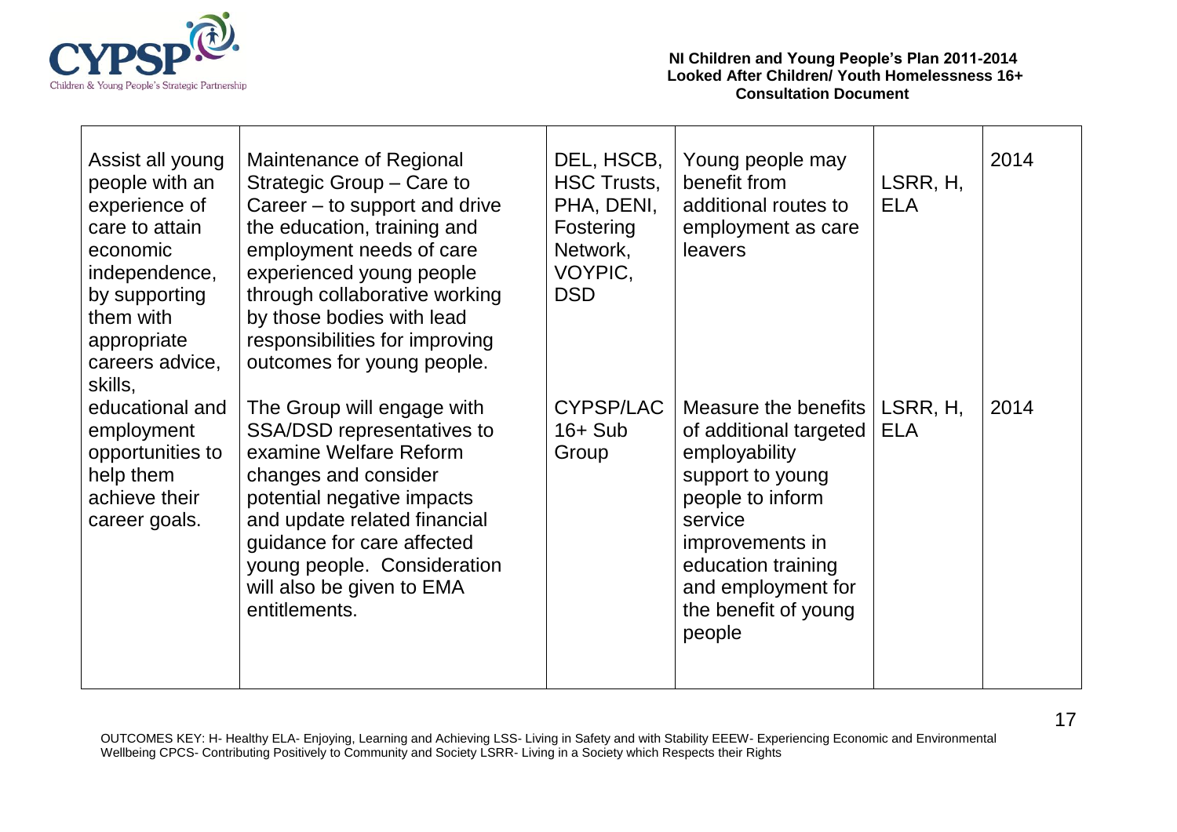| | | | | | |
|---|---|---|---|---|---|
| Assist all young people with an experience of care to attain economic independence, by supporting them with appropriate careers advice, skills, educational and employment opportunities to help them achieve their career goals. | Maintenance of Regional Strategic Group – Care to Career – to support and drive the education, training and employment needs of care experienced young people through collaborative working by those bodies with lead responsibilities for improving outcomes for young people. | DEL, HSCB, HSC Trusts, PHA, DENI, Fostering Network, VOYPIC, DSD | Young people may benefit from additional routes to employment as care leavers | LSRR, H, ELA | 2014 |
| | The Group will engage with SSA/DSD representatives to examine Welfare Reform changes and consider potential negative impacts and update related financial guidance for care affected young people. Consideration will also be given to EMA entitlements. | CYPSP/LAC 16+ Sub Group | Measure the benefits of additional targeted employability support to young people to inform service improvements in education training and employment for the benefit of young people | LSRR, H, ELA | 2014 |

OUTCOMES KEY: H- Healthy ELA- Enjoying, Learning and Achieving LSS- Living in Safety and with Stability EEEW- Experiencing Economic and Environmental Wellbeing CPCS- Contributing Positively to Community and Society LSRR- Living in a Society which Respects their Rights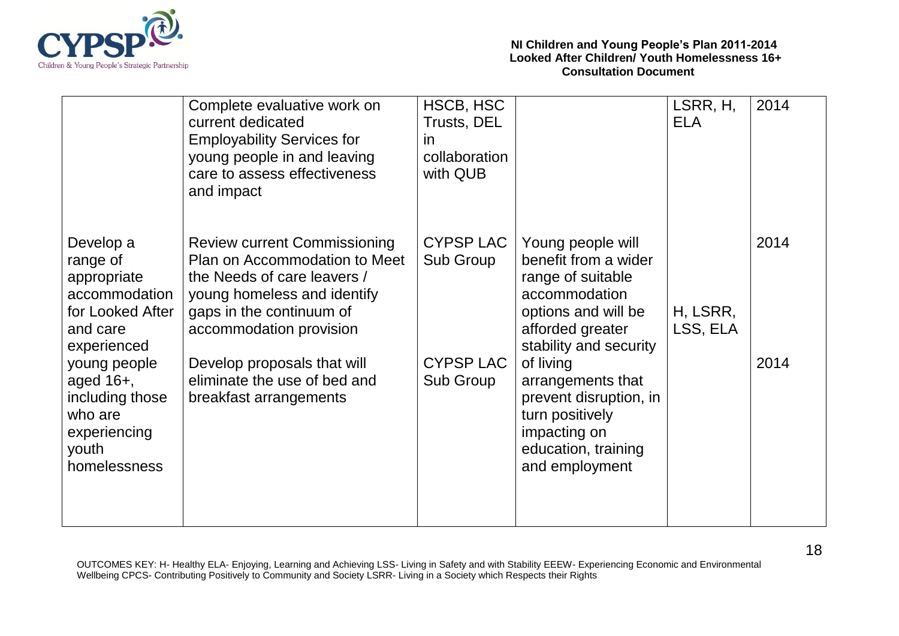| | | | | | |
|---|---|---|---|---|---|
| | Complete evaluative work on current dedicated Employability Services for young people in and leaving care to assess effectiveness and impact | HSCB, HSC Trusts, DEL in collaboration with QUB | | LSRR, H, ELA | 2014 |
| Develop a range of appropriate accommodation for Looked After and care experienced young people aged 16+, including those who are experiencing youth homelessness | Review current Commissioning Plan on Accommodation to Meet the Needs of care leavers / young homeless and identify gaps in the continuum of accommodation provision | CYPSP LAC Sub Group | Young people will benefit from a wider range of suitable accommodation options and will be afforded greater stability and security of living arrangements that prevent disruption, in turn positively impacting on education, training and employment | H, LSRR, LSS, ELA | 2014 |
| | Develop proposals that will eliminate the use of bed and breakfast arrangements | CYPSP LAC Sub Group | | | 2014 |

OUTCOMES KEY: H- Healthy ELA- Enjoying, Learning and Achieving LSS- Living in Safety and with Stability EEEW- Experiencing Economic and Environmental Wellbeing CPCS- Contributing Positively to Community and Society LSRR- Living in a Society which Respects their Rights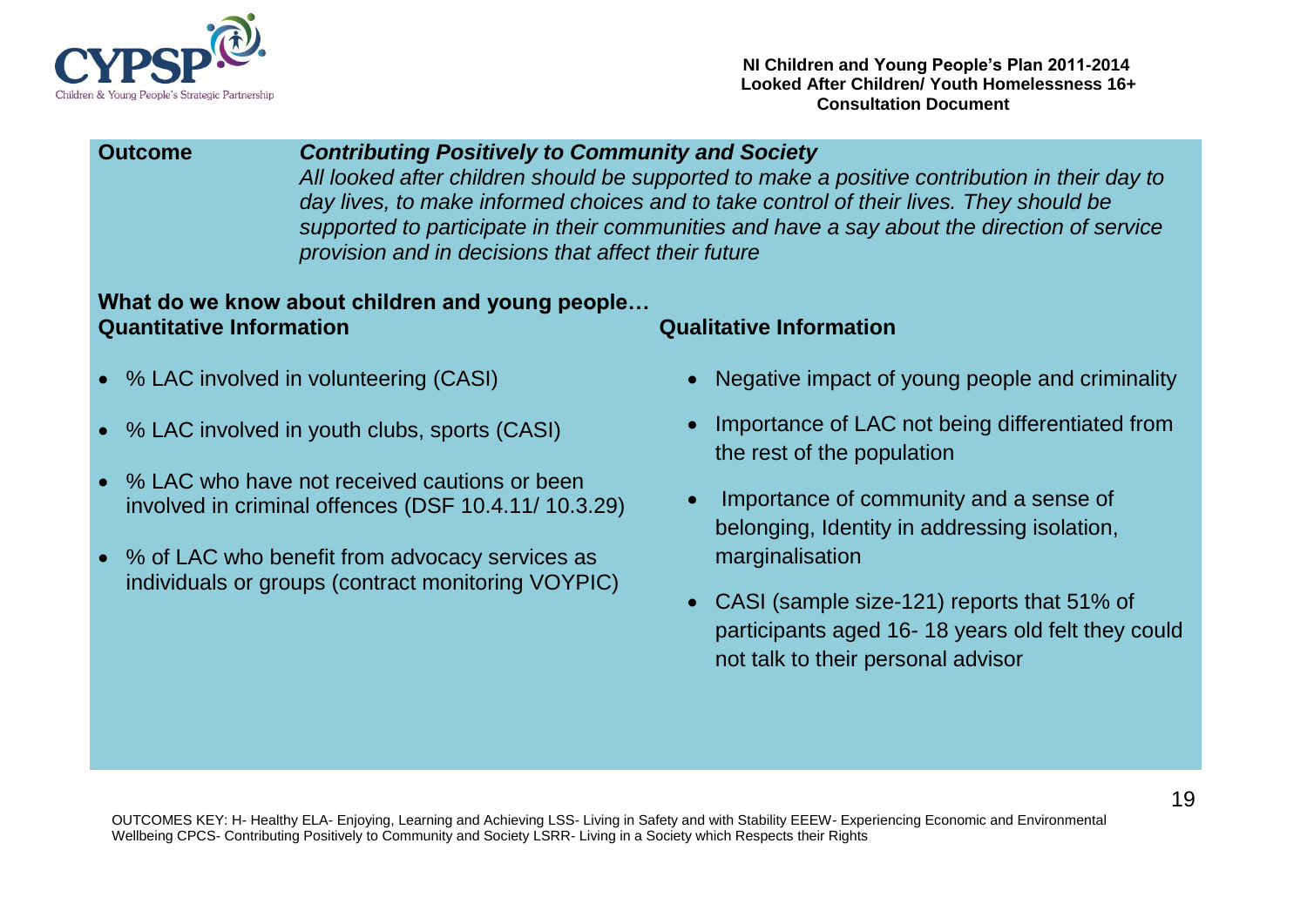**Outcome** ***Contributing Positively to Community and Society***

*All looked after children should be supported to make a positive contribution in their day to day lives, to make informed choices and to take control of their lives. They should be supported to participate in their communities and have a say about the direction of service provision and in decisions that affect their future*

**What do we know about children and young people…**

**Quantitative Information**

- % LAC involved in volunteering (CASI)
- % LAC involved in youth clubs, sports (CASI)
- % LAC who have not received cautions or been involved in criminal offences (DSF 10.4.11/ 10.3.29)
- % of LAC who benefit from advocacy services as individuals or groups (contract monitoring VOYPIC)

**Qualitative Information**

- Negative impact of young people and criminality
- Importance of LAC not being differentiated from the rest of the population
- Importance of community and a sense of belonging, Identity in addressing isolation, marginalisation
- CASI (sample size-121) reports that 51% of participants aged 16- 18 years old felt they could not talk to their personal advisor

OUTCOMES KEY: H- Healthy ELA- Enjoying, Learning and Achieving LSS- Living in Safety and with Stability EEEW- Experiencing Economic and Environmental Wellbeing CPCS- Contributing Positively to Community and Society LSRR- Living in a Society which Respects their Rights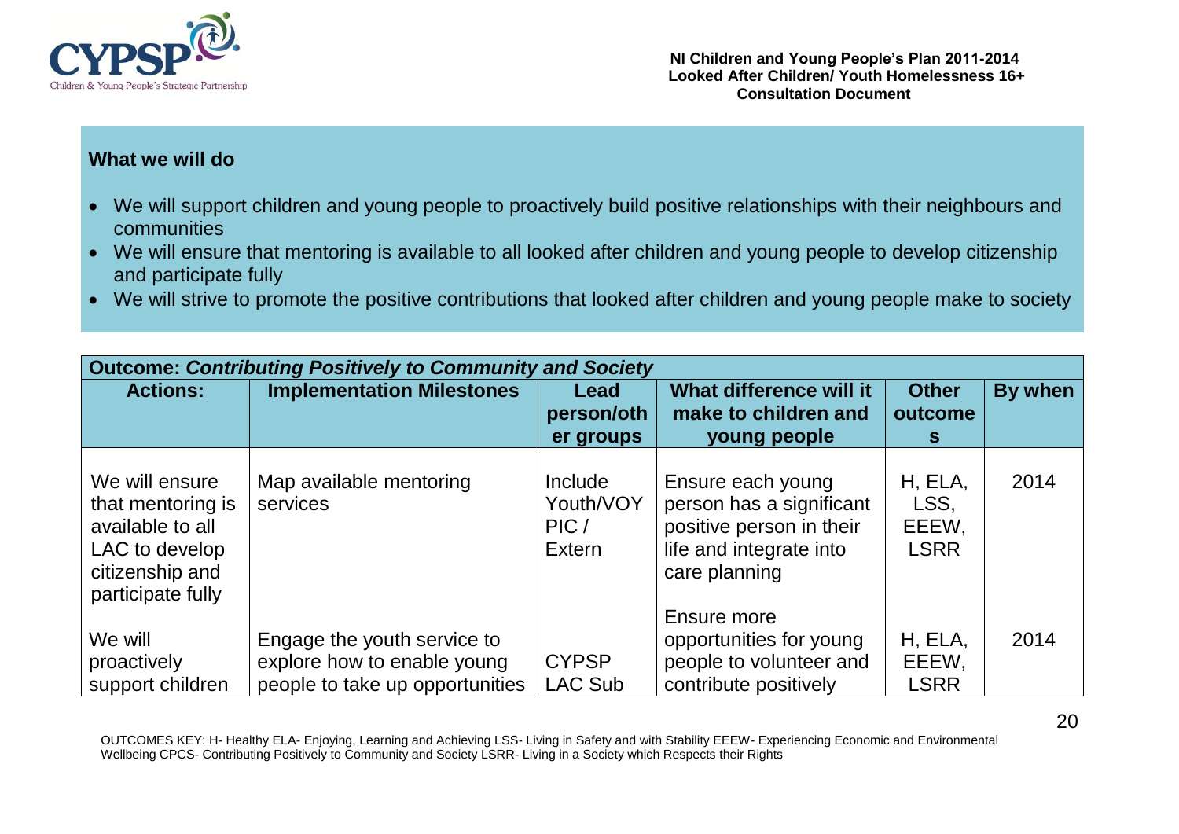**What we will do**

- We will support children and young people to proactively build positive relationships with their neighbours and communities
- We will ensure that mentoring is available to all looked after children and young people to develop citizenship and participate fully
- We will strive to promote the positive contributions that looked after children and young people make to society

| **Outcome: *Contributing Positively to Community and Society*** | | | | | |
|---|---|---|---|---|---|
| **Actions:** | **Implementation Milestones** | **Lead person/other groups** | **What difference will it make to children and young people** | **Other outcomes** | **By when** |
| We will ensure that mentoring is available to all LAC to develop citizenship and participate fully | Map available mentoring services | Include Youth/VOY PIC / Extern | Ensure each young person has a significant positive person in their life and integrate into care planning | H, ELA, LSS, EEEW, LSRR | 2014 |
| We will proactively support children | Engage the youth service to explore how to enable young people to take up opportunities | CYPSP LAC Sub | Ensure more opportunities for young people to volunteer and contribute positively | H, ELA, EEEW, LSRR | 2014 |

OUTCOMES KEY: H- Healthy ELA- Enjoying, Learning and Achieving LSS- Living in Safety and with Stability EEEW- Experiencing Economic and Environmental Wellbeing CPCS- Contributing Positively to Community and Society LSRR- Living in a Society which Respects their Rights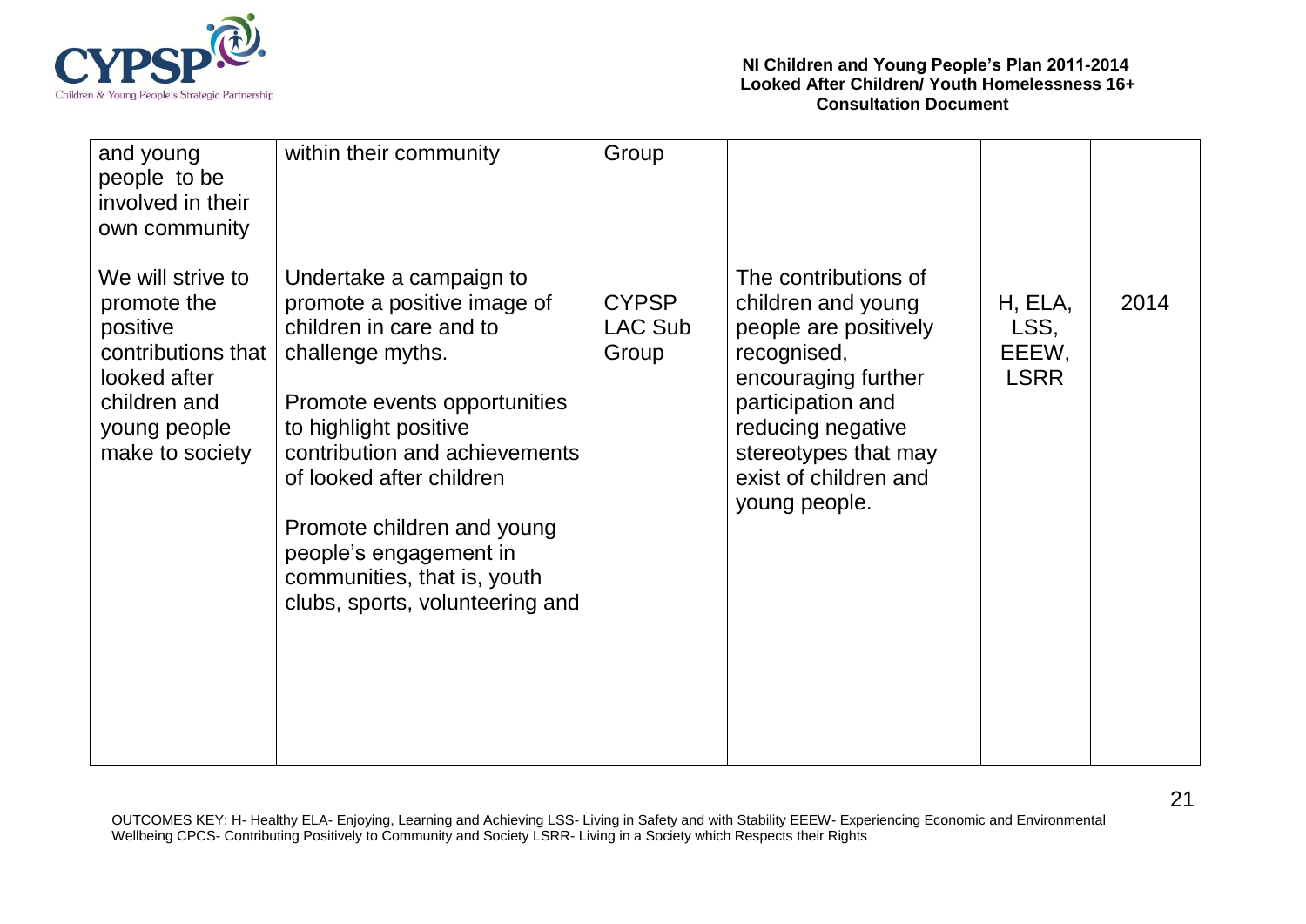| | | | | | |
|---|---|---|---|---|---|
| and young people to be involved in their own community | within their community | Group | | | |
| We will strive to promote the positive contributions that looked after children and young people make to society | Undertake a campaign to promote a positive image of children in care and to challenge myths.<br><br>Promote events opportunities to highlight positive contribution and achievements of looked after children<br><br>Promote children and young people's engagement in communities, that is, youth clubs, sports, volunteering and | CYPSP LAC Sub Group | The contributions of children and young people are positively recognised, encouraging further participation and reducing negative stereotypes that may exist of children and young people. | H, ELA, LSS, EEEW, LSRR | 2014 |

OUTCOMES KEY: H- Healthy ELA- Enjoying, Learning and Achieving LSS- Living in Safety and with Stability EEEW- Experiencing Economic and Environmental Wellbeing CPCS- Contributing Positively to Community and Society LSRR- Living in a Society which Respects their Rights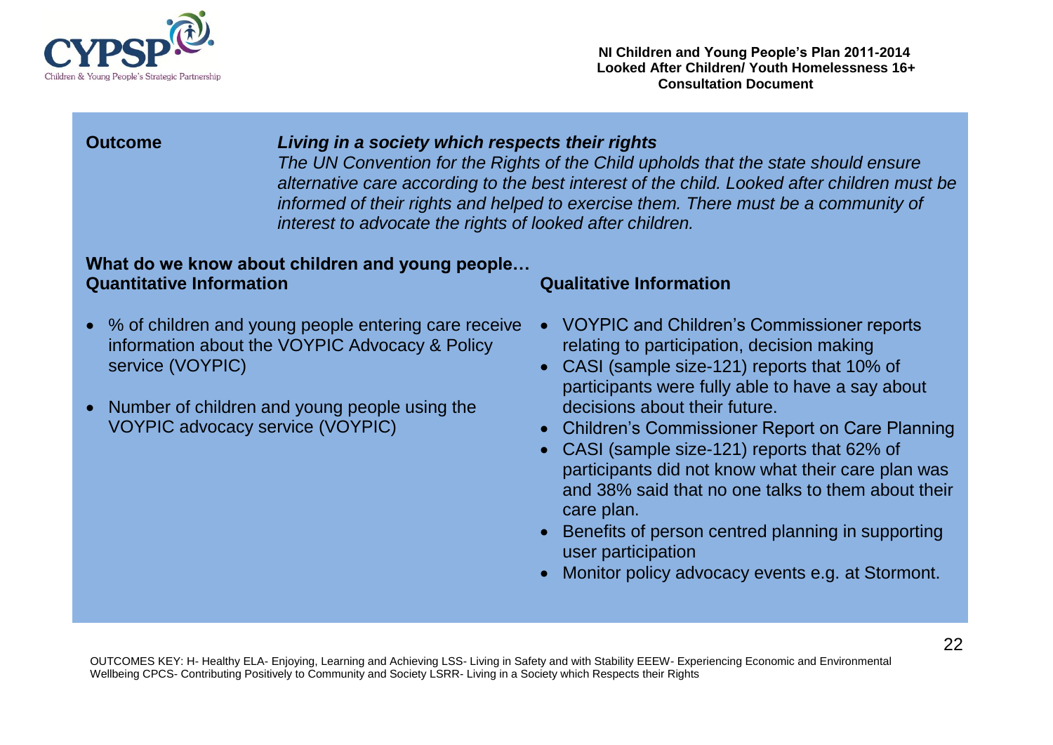**Outcome** ***Living in a society which respects their rights***

*The UN Convention for the Rights of the Child upholds that the state should ensure alternative care according to the best interest of the child. Looked after children must be informed of their rights and helped to exercise them. There must be a community of interest to advocate the rights of looked after children.*

**What do we know about children and young people…**

**Quantitative Information**

- % of children and young people entering care receive information about the VOYPIC Advocacy & Policy service (VOYPIC)
- Number of children and young people using the VOYPIC advocacy service (VOYPIC)

**Qualitative Information**

- VOYPIC and Children's Commissioner reports relating to participation, decision making
- CASI (sample size-121) reports that 10% of participants were fully able to have a say about decisions about their future.
- Children's Commissioner Report on Care Planning
- CASI (sample size-121) reports that 62% of participants did not know what their care plan was and 38% said that no one talks to them about their care plan.
- Benefits of person centred planning in supporting user participation
- Monitor policy advocacy events e.g. at Stormont.

OUTCOMES KEY: H- Healthy ELA- Enjoying, Learning and Achieving LSS- Living in Safety and with Stability EEEW- Experiencing Economic and Environmental Wellbeing CPCS- Contributing Positively to Community and Society LSRR- Living in a Society which Respects their Rights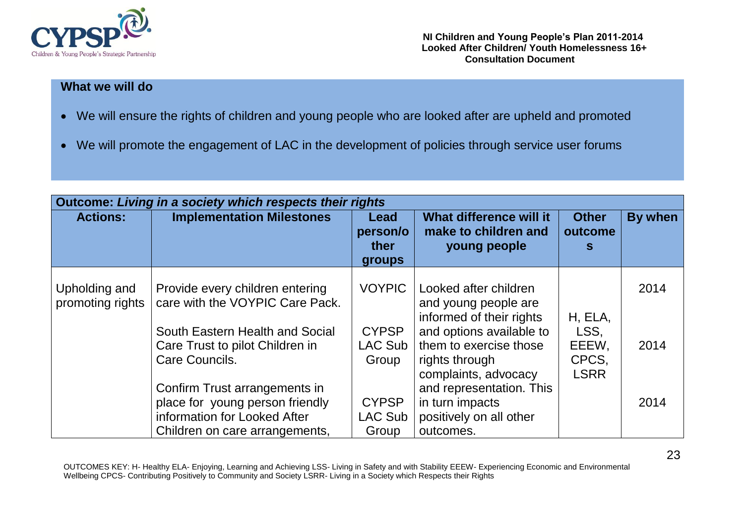### What we will do

- We will ensure the rights of children and young people who are looked after are upheld and promoted
- We will promote the engagement of LAC in the development of policies through service user forums

| **Outcome: *Living in a society which respects their rights*** | | | | | |
|---|---|---|---|---|---|
| **Actions:** | **Implementation Milestones** | **Lead person/other groups** | **What difference will it make to children and young people** | **Other outcomes** | **By when** |
| Upholding and promoting rights | Provide every children entering care with the VOYPIC Care Pack. | VOYPIC | Looked after children and young people are informed of their rights and options available to them to exercise those rights through complaints, advocacy and representation. This in turn impacts positively on all other outcomes. | H, ELA, LSS, EEEW, CPCS, LSRR | 2014 |
| | South Eastern Health and Social Care Trust to pilot Children in Care Councils. | CYPSP LAC Sub Group | | | 2014 |
| | Confirm Trust arrangements in place for young person friendly information for Looked After Children on care arrangements, | CYPSP LAC Sub Group | | | 2014 |

OUTCOMES KEY: H- Healthy ELA- Enjoying, Learning and Achieving LSS- Living in Safety and with Stability EEEW- Experiencing Economic and Environmental Wellbeing CPCS- Contributing Positively to Community and Society LSRR- Living in a Society which Respects their Rights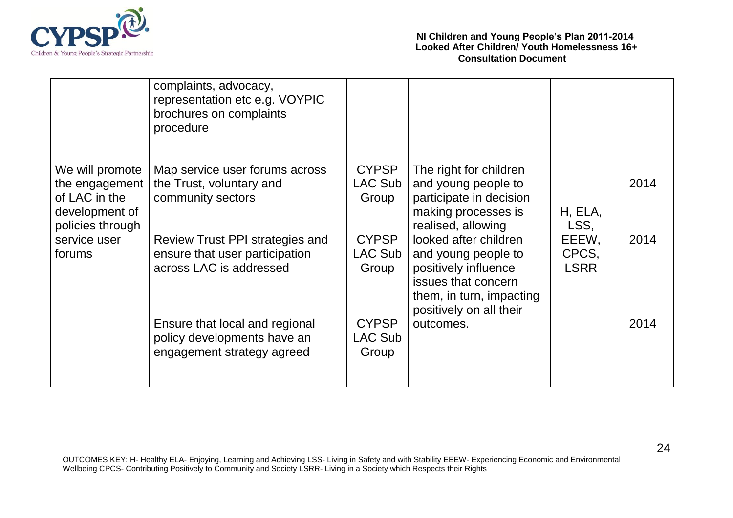| | | | | | |
|---|---|---|---|---|---|
| | complaints, advocacy, representation etc e.g. VOYPIC brochures on complaints procedure | | | | |
| We will promote the engagement of LAC in the development of policies through service user forums | Map service user forums across the Trust, voluntary and community sectors | CYPSP LAC Sub Group | The right for children and young people to participate in decision making processes is realised, allowing looked after children and young people to positively influence issues that concern them, in turn, impacting positively on all their outcomes. | H, ELA, LSS, EEEW, CPCS, LSRR | 2014 |
| | Review Trust PPI strategies and ensure that user participation across LAC is addressed | CYPSP LAC Sub Group | | | 2014 |
| | Ensure that local and regional policy developments have an engagement strategy agreed | CYPSP LAC Sub Group | | | 2014 |

OUTCOMES KEY: H- Healthy ELA- Enjoying, Learning and Achieving LSS- Living in Safety and with Stability EEEW- Experiencing Economic and Environmental Wellbeing CPCS- Contributing Positively to Community and Society LSRR- Living in a Society which Respects their Rights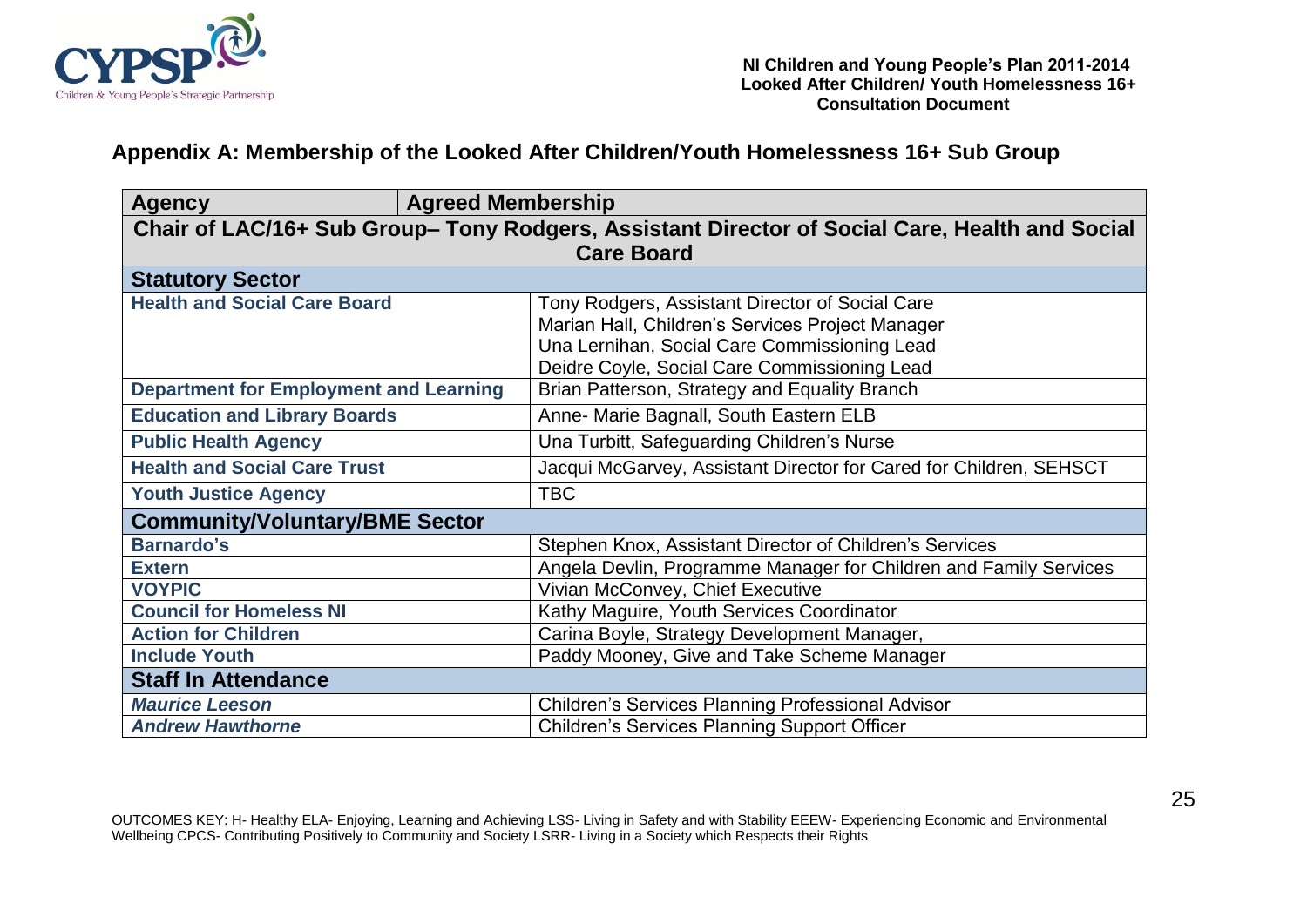## Appendix A: Membership of the Looked After Children/Youth Homelessness 16+ Sub Group

| Agency | Agreed Membership |
|---|---|
| **Chair of LAC/16+ Sub Group– Tony Rodgers, Assistant Director of Social Care, Health and Social Care Board** | |
| **Statutory Sector** | |
| **Health and Social Care Board** | Tony Rodgers, Assistant Director of Social Care<br>Marian Hall, Children's Services Project Manager<br>Una Lernihan, Social Care Commissioning Lead<br>Deidre Coyle, Social Care Commissioning Lead |
| **Department for Employment and Learning** | Brian Patterson, Strategy and Equality Branch |
| **Education and Library Boards** | Anne- Marie Bagnall, South Eastern ELB |
| **Public Health Agency** | Una Turbitt, Safeguarding Children's Nurse |
| **Health and Social Care Trust** | Jacqui McGarvey, Assistant Director for Cared for Children, SEHSCT |
| **Youth Justice Agency** | TBC |
| **Community/Voluntary/BME Sector** | |
| **Barnardo's** | Stephen Knox, Assistant Director of Children's Services |
| **Extern** | Angela Devlin, Programme Manager for Children and Family Services |
| **VOYPIC** | Vivian McConvey, Chief Executive |
| **Council for Homeless NI** | Kathy Maguire, Youth Services Coordinator |
| **Action for Children** | Carina Boyle, Strategy Development Manager, |
| **Include Youth** | Paddy Mooney, Give and Take Scheme Manager |
| **Staff In Attendance** | |
| ***Maurice Leeson*** | Children's Services Planning Professional Advisor |
| ***Andrew Hawthorne*** | Children's Services Planning Support Officer |

OUTCOMES KEY: H- Healthy ELA- Enjoying, Learning and Achieving LSS- Living in Safety and with Stability EEEW- Experiencing Economic and Environmental Wellbeing CPCS- Contributing Positively to Community and Society LSRR- Living in a Society which Respects their Rights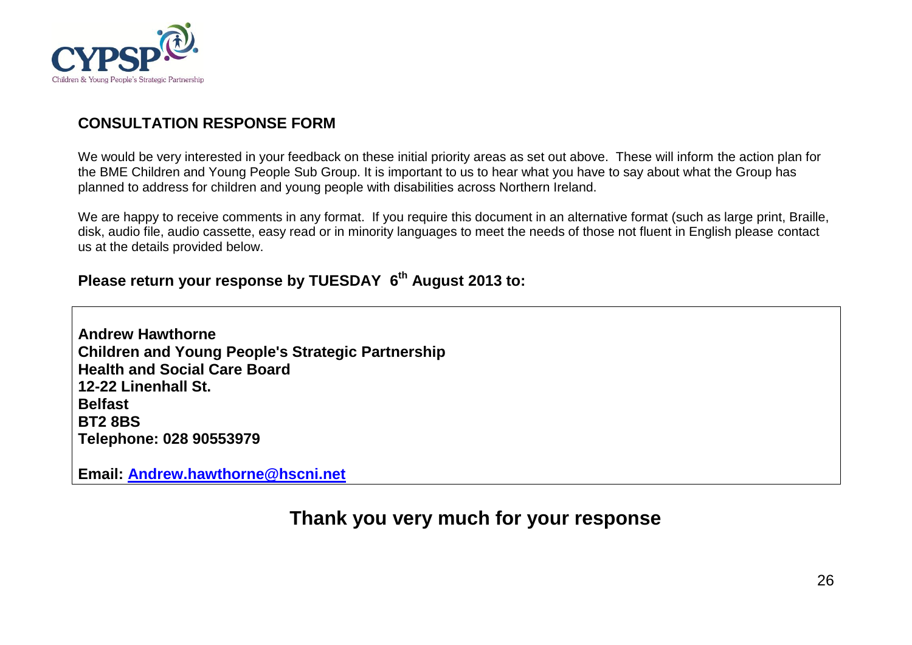CYPSP

Children & Young People's Strategic Partnership

## CONSULTATION RESPONSE FORM

We would be very interested in your feedback on these initial priority areas as set out above. These will inform the action plan for the BME Children and Young People Sub Group. It is important to us to hear what you have to say about what the Group has planned to address for children and young people with disabilities across Northern Ireland.

We are happy to receive comments in any format. If you require this document in an alternative format (such as large print, Braille, disk, audio file, audio cassette, easy read or in minority languages to meet the needs of those not fluent in English please contact us at the details provided below.

### Please return your response by TUESDAY 6th August 2013 to:

**Andrew Hawthorne**
**Children and Young People's Strategic Partnership**
**Health and Social Care Board**
**12-22 Linenhall St.**
**Belfast**
**BT2 8BS**
**Telephone: 028 90553979**

**Email: Andrew.hawthorne@hscni.net**

## Thank you very much for your response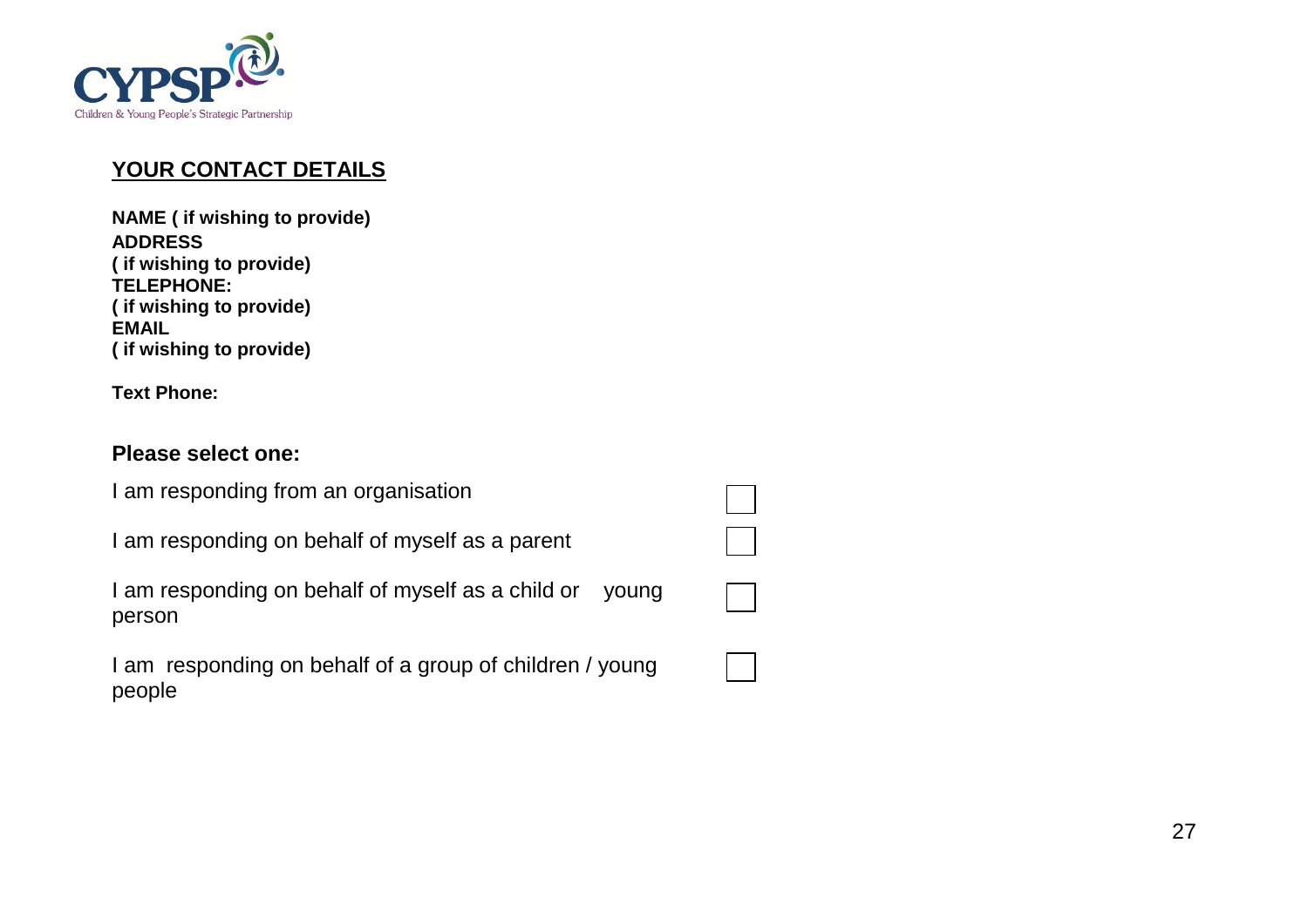CYPSP
Children & Young People's Strategic Partnership

## YOUR CONTACT DETAILS

**NAME ( if wishing to provide)**
**ADDRESS**
**( if wishing to provide)**
**TELEPHONE:**
**( if wishing to provide)**
**EMAIL**
**( if wishing to provide)**

**Text Phone:**

### Please select one:

| | |
|---|---|
| I am responding from an organisation | ☐ |
| I am responding on behalf of myself as a parent | ☐ |
| I am responding on behalf of myself as a child or young person | ☐ |
| I am responding on behalf of a group of children / young people | ☐ |